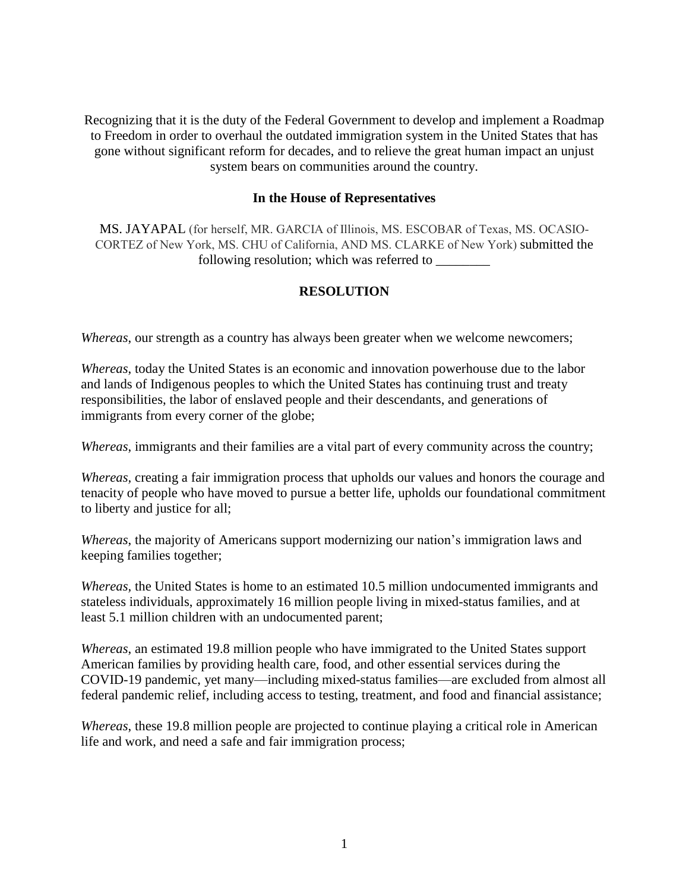Recognizing that it is the duty of the Federal Government to develop and implement a Roadmap to Freedom in order to overhaul the outdated immigration system in the United States that has gone without significant reform for decades, and to relieve the great human impact an unjust system bears on communities around the country.

**In the House of Representatives**

MS. JAYAPAL (for herself, MR. GARCIA of Illinois, MS. ESCOBAR of Texas, MS. OCASIO-CORTEZ of New York, MS. CHU of California, AND MS. CLARKE of New York) submitted the following resolution; which was referred to ________

## RESOLUTION

*Whereas*, our strength as a country has always been greater when we welcome newcomers;

*Whereas*, today the United States is an economic and innovation powerhouse due to the labor and lands of Indigenous peoples to which the United States has continuing trust and treaty responsibilities, the labor of enslaved people and their descendants, and generations of immigrants from every corner of the globe;

*Whereas*, immigrants and their families are a vital part of every community across the country;

*Whereas*, creating a fair immigration process that upholds our values and honors the courage and tenacity of people who have moved to pursue a better life, upholds our foundational commitment to liberty and justice for all;

*Whereas*, the majority of Americans support modernizing our nation's immigration laws and keeping families together;

*Whereas,* the United States is home to an estimated 10.5 million undocumented immigrants and stateless individuals, approximately 16 million people living in mixed-status families, and at least 5.1 million children with an undocumented parent;

*Whereas*, an estimated 19.8 million people who have immigrated to the United States support American families by providing health care, food, and other essential services during the COVID-19 pandemic, yet many—including mixed-status families—are excluded from almost all federal pandemic relief, including access to testing, treatment, and food and financial assistance;

*Whereas*, these 19.8 million people are projected to continue playing a critical role in American life and work, and need a safe and fair immigration process;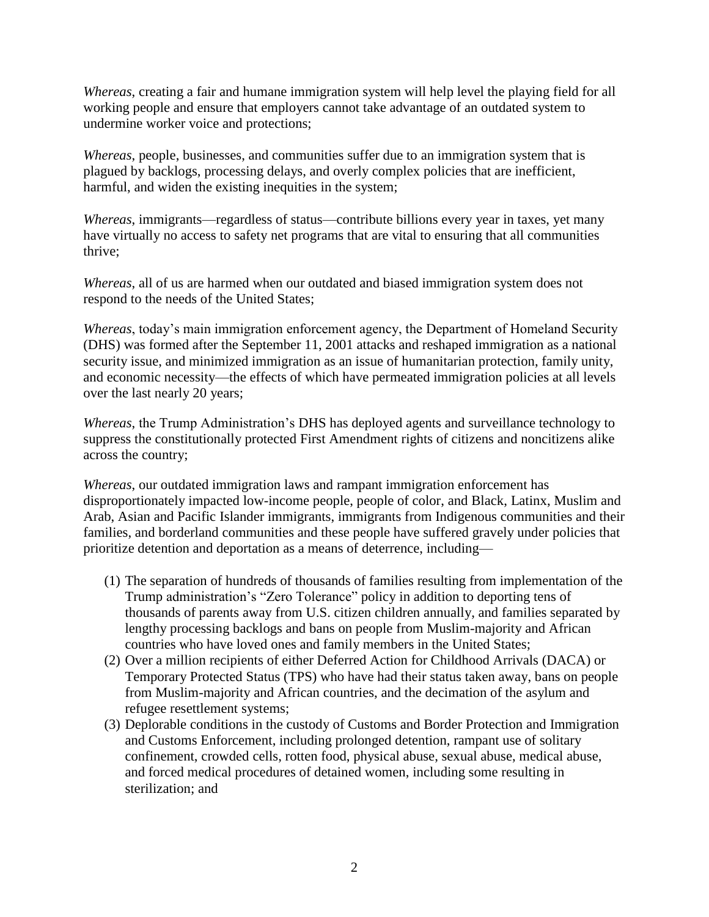*Whereas*, creating a fair and humane immigration system will help level the playing field for all working people and ensure that employers cannot take advantage of an outdated system to undermine worker voice and protections;

*Whereas*, people, businesses, and communities suffer due to an immigration system that is plagued by backlogs, processing delays, and overly complex policies that are inefficient, harmful, and widen the existing inequities in the system;

*Whereas*, immigrants—regardless of status—contribute billions every year in taxes, yet many have virtually no access to safety net programs that are vital to ensuring that all communities thrive;

*Whereas*, all of us are harmed when our outdated and biased immigration system does not respond to the needs of the United States;

*Whereas*, today's main immigration enforcement agency, the Department of Homeland Security (DHS) was formed after the September 11, 2001 attacks and reshaped immigration as a national security issue, and minimized immigration as an issue of humanitarian protection, family unity, and economic necessity—the effects of which have permeated immigration policies at all levels over the last nearly 20 years;

*Whereas*, the Trump Administration's DHS has deployed agents and surveillance technology to suppress the constitutionally protected First Amendment rights of citizens and noncitizens alike across the country;

*Whereas*, our outdated immigration laws and rampant immigration enforcement has disproportionately impacted low-income people, people of color, and Black, Latinx, Muslim and Arab, Asian and Pacific Islander immigrants, immigrants from Indigenous communities and their families, and borderland communities and these people have suffered gravely under policies that prioritize detention and deportation as a means of deterrence, including—

(1) The separation of hundreds of thousands of families resulting from implementation of the Trump administration's "Zero Tolerance" policy in addition to deporting tens of thousands of parents away from U.S. citizen children annually, and families separated by lengthy processing backlogs and bans on people from Muslim-majority and African countries who have loved ones and family members in the United States;

(2) Over a million recipients of either Deferred Action for Childhood Arrivals (DACA) or Temporary Protected Status (TPS) who have had their status taken away, bans on people from Muslim-majority and African countries, and the decimation of the asylum and refugee resettlement systems;

(3) Deplorable conditions in the custody of Customs and Border Protection and Immigration and Customs Enforcement, including prolonged detention, rampant use of solitary confinement, crowded cells, rotten food, physical abuse, sexual abuse, medical abuse, and forced medical procedures of detained women, including some resulting in sterilization; and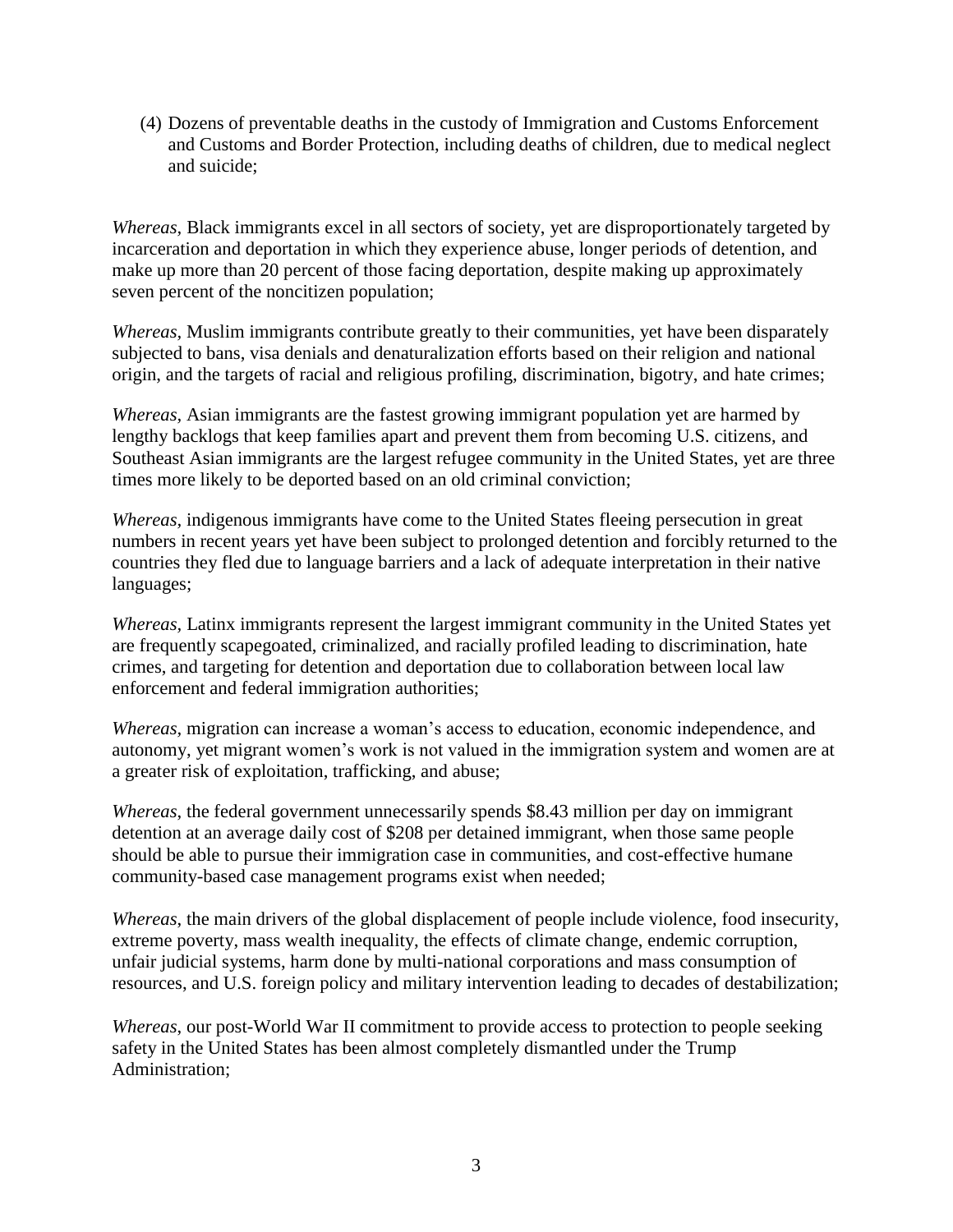(4) Dozens of preventable deaths in the custody of Immigration and Customs Enforcement and Customs and Border Protection, including deaths of children, due to medical neglect and suicide;

*Whereas*, Black immigrants excel in all sectors of society, yet are disproportionately targeted by incarceration and deportation in which they experience abuse, longer periods of detention, and make up more than 20 percent of those facing deportation, despite making up approximately seven percent of the noncitizen population;

*Whereas*, Muslim immigrants contribute greatly to their communities, yet have been disparately subjected to bans, visa denials and denaturalization efforts based on their religion and national origin, and the targets of racial and religious profiling, discrimination, bigotry, and hate crimes;

*Whereas*, Asian immigrants are the fastest growing immigrant population yet are harmed by lengthy backlogs that keep families apart and prevent them from becoming U.S. citizens, and Southeast Asian immigrants are the largest refugee community in the United States, yet are three times more likely to be deported based on an old criminal conviction;

*Whereas*, indigenous immigrants have come to the United States fleeing persecution in great numbers in recent years yet have been subject to prolonged detention and forcibly returned to the countries they fled due to language barriers and a lack of adequate interpretation in their native languages;

*Whereas*, Latinx immigrants represent the largest immigrant community in the United States yet are frequently scapegoated, criminalized, and racially profiled leading to discrimination, hate crimes, and targeting for detention and deportation due to collaboration between local law enforcement and federal immigration authorities;

*Whereas*, migration can increase a woman's access to education, economic independence, and autonomy, yet migrant women's work is not valued in the immigration system and women are at a greater risk of exploitation, trafficking, and abuse;

*Whereas*, the federal government unnecessarily spends $8.43 million per day on immigrant detention at an average daily cost of $208 per detained immigrant, when those same people should be able to pursue their immigration case in communities, and cost-effective humane community-based case management programs exist when needed;

*Whereas*, the main drivers of the global displacement of people include violence, food insecurity, extreme poverty, mass wealth inequality, the effects of climate change, endemic corruption, unfair judicial systems, harm done by multi-national corporations and mass consumption of resources, and U.S. foreign policy and military intervention leading to decades of destabilization;

*Whereas*, our post-World War II commitment to provide access to protection to people seeking safety in the United States has been almost completely dismantled under the Trump Administration;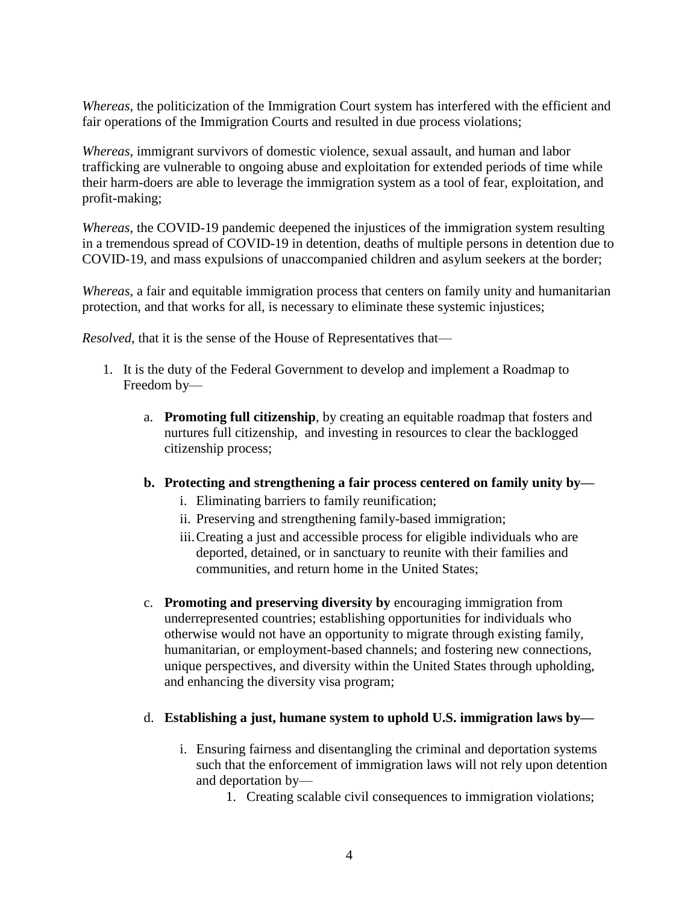*Whereas*, the politicization of the Immigration Court system has interfered with the efficient and fair operations of the Immigration Courts and resulted in due process violations;

*Whereas*, immigrant survivors of domestic violence, sexual assault, and human and labor trafficking are vulnerable to ongoing abuse and exploitation for extended periods of time while their harm-doers are able to leverage the immigration system as a tool of fear, exploitation, and profit-making;

*Whereas*, the COVID-19 pandemic deepened the injustices of the immigration system resulting in a tremendous spread of COVID-19 in detention, deaths of multiple persons in detention due to COVID-19, and mass expulsions of unaccompanied children and asylum seekers at the border;

*Whereas*, a fair and equitable immigration process that centers on family unity and humanitarian protection, and that works for all, is necessary to eliminate these systemic injustices;

*Resolved*, that it is the sense of the House of Representatives that—

1. It is the duty of the Federal Government to develop and implement a Roadmap to Freedom by—

    a. **Promoting full citizenship**, by creating an equitable roadmap that fosters and nurtures full citizenship, and investing in resources to clear the backlogged citizenship process;

    b. **Protecting and strengthening a fair process centered on family unity by—**

        i. Eliminating barriers to family reunification;

        ii. Preserving and strengthening family-based immigration;

        iii. Creating a just and accessible process for eligible individuals who are deported, detained, or in sanctuary to reunite with their families and communities, and return home in the United States;

    c. **Promoting and preserving diversity by** encouraging immigration from underrepresented countries; establishing opportunities for individuals who otherwise would not have an opportunity to migrate through existing family, humanitarian, or employment-based channels; and fostering new connections, unique perspectives, and diversity within the United States through upholding, and enhancing the diversity visa program;

    d. **Establishing a just, humane system to uphold U.S. immigration laws by—**

        i. Ensuring fairness and disentangling the criminal and deportation systems such that the enforcement of immigration laws will not rely upon detention and deportation by—

            1. Creating scalable civil consequences to immigration violations;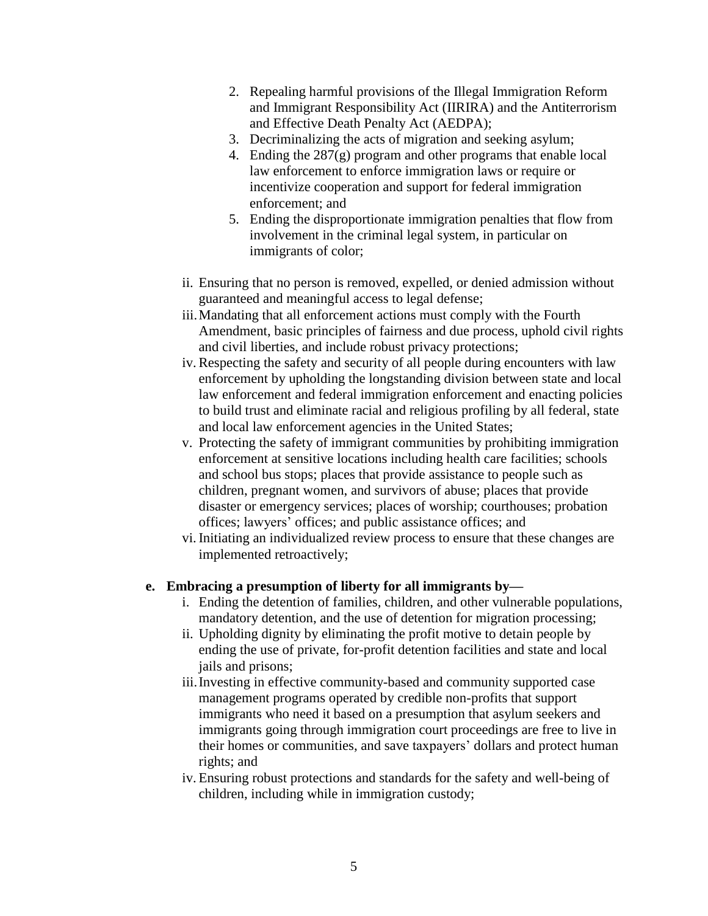2. Repealing harmful provisions of the Illegal Immigration Reform and Immigrant Responsibility Act (IIRIRA) and the Antiterrorism and Effective Death Penalty Act (AEDPA);
   3. Decriminalizing the acts of migration and seeking asylum;
   4. Ending the 287(g) program and other programs that enable local law enforcement to enforce immigration laws or require or incentivize cooperation and support for federal immigration enforcement; and
   5. Ending the disproportionate immigration penalties that flow from involvement in the criminal legal system, in particular on immigrants of color;

ii. Ensuring that no person is removed, expelled, or denied admission without guaranteed and meaningful access to legal defense;

iii. Mandating that all enforcement actions must comply with the Fourth Amendment, basic principles of fairness and due process, uphold civil rights and civil liberties, and include robust privacy protections;

iv. Respecting the safety and security of all people during encounters with law enforcement by upholding the longstanding division between state and local law enforcement and federal immigration enforcement and enacting policies to build trust and eliminate racial and religious profiling by all federal, state and local law enforcement agencies in the United States;

v. Protecting the safety of immigrant communities by prohibiting immigration enforcement at sensitive locations including health care facilities; schools and school bus stops; places that provide assistance to people such as children, pregnant women, and survivors of abuse; places that provide disaster or emergency services; places of worship; courthouses; probation offices; lawyers' offices; and public assistance offices; and

vi. Initiating an individualized review process to ensure that these changes are implemented retroactively;

**e. Embracing a presumption of liberty for all immigrants by—**

i. Ending the detention of families, children, and other vulnerable populations, mandatory detention, and the use of detention for migration processing;

ii. Upholding dignity by eliminating the profit motive to detain people by ending the use of private, for-profit detention facilities and state and local jails and prisons;

iii. Investing in effective community-based and community supported case management programs operated by credible non-profits that support immigrants who need it based on a presumption that asylum seekers and immigrants going through immigration court proceedings are free to live in their homes or communities, and save taxpayers' dollars and protect human rights; and

iv. Ensuring robust protections and standards for the safety and well-being of children, including while in immigration custody;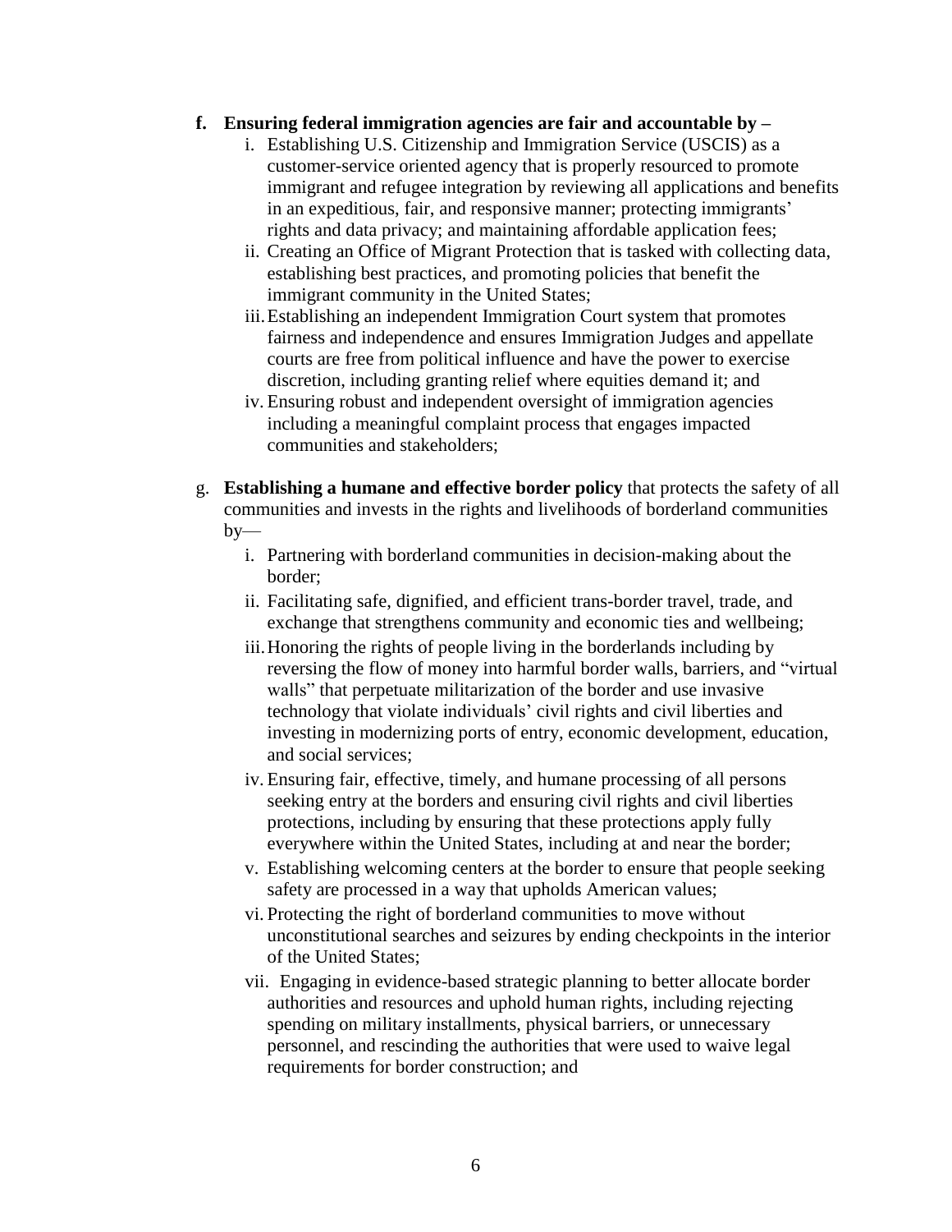f. **Ensuring federal immigration agencies are fair and accountable by –**
    i. Establishing U.S. Citizenship and Immigration Service (USCIS) as a customer-service oriented agency that is properly resourced to promote immigrant and refugee integration by reviewing all applications and benefits in an expeditious, fair, and responsive manner; protecting immigrants' rights and data privacy; and maintaining affordable application fees;
    ii. Creating an Office of Migrant Protection that is tasked with collecting data, establishing best practices, and promoting policies that benefit the immigrant community in the United States;
    iii. Establishing an independent Immigration Court system that promotes fairness and independence and ensures Immigration Judges and appellate courts are free from political influence and have the power to exercise discretion, including granting relief where equities demand it; and
    iv. Ensuring robust and independent oversight of immigration agencies including a meaningful complaint process that engages impacted communities and stakeholders;

g. **Establishing a humane and effective border policy** that protects the safety of all communities and invests in the rights and livelihoods of borderland communities by—
    i. Partnering with borderland communities in decision-making about the border;
    ii. Facilitating safe, dignified, and efficient trans-border travel, trade, and exchange that strengthens community and economic ties and wellbeing;
    iii. Honoring the rights of people living in the borderlands including by reversing the flow of money into harmful border walls, barriers, and "virtual walls" that perpetuate militarization of the border and use invasive technology that violate individuals' civil rights and civil liberties and investing in modernizing ports of entry, economic development, education, and social services;
    iv. Ensuring fair, effective, timely, and humane processing of all persons seeking entry at the borders and ensuring civil rights and civil liberties protections, including by ensuring that these protections apply fully everywhere within the United States, including at and near the border;
    v. Establishing welcoming centers at the border to ensure that people seeking safety are processed in a way that upholds American values;
    vi. Protecting the right of borderland communities to move without unconstitutional searches and seizures by ending checkpoints in the interior of the United States;
    vii. Engaging in evidence-based strategic planning to better allocate border authorities and resources and uphold human rights, including rejecting spending on military installments, physical barriers, or unnecessary personnel, and rescinding the authorities that were used to waive legal requirements for border construction; and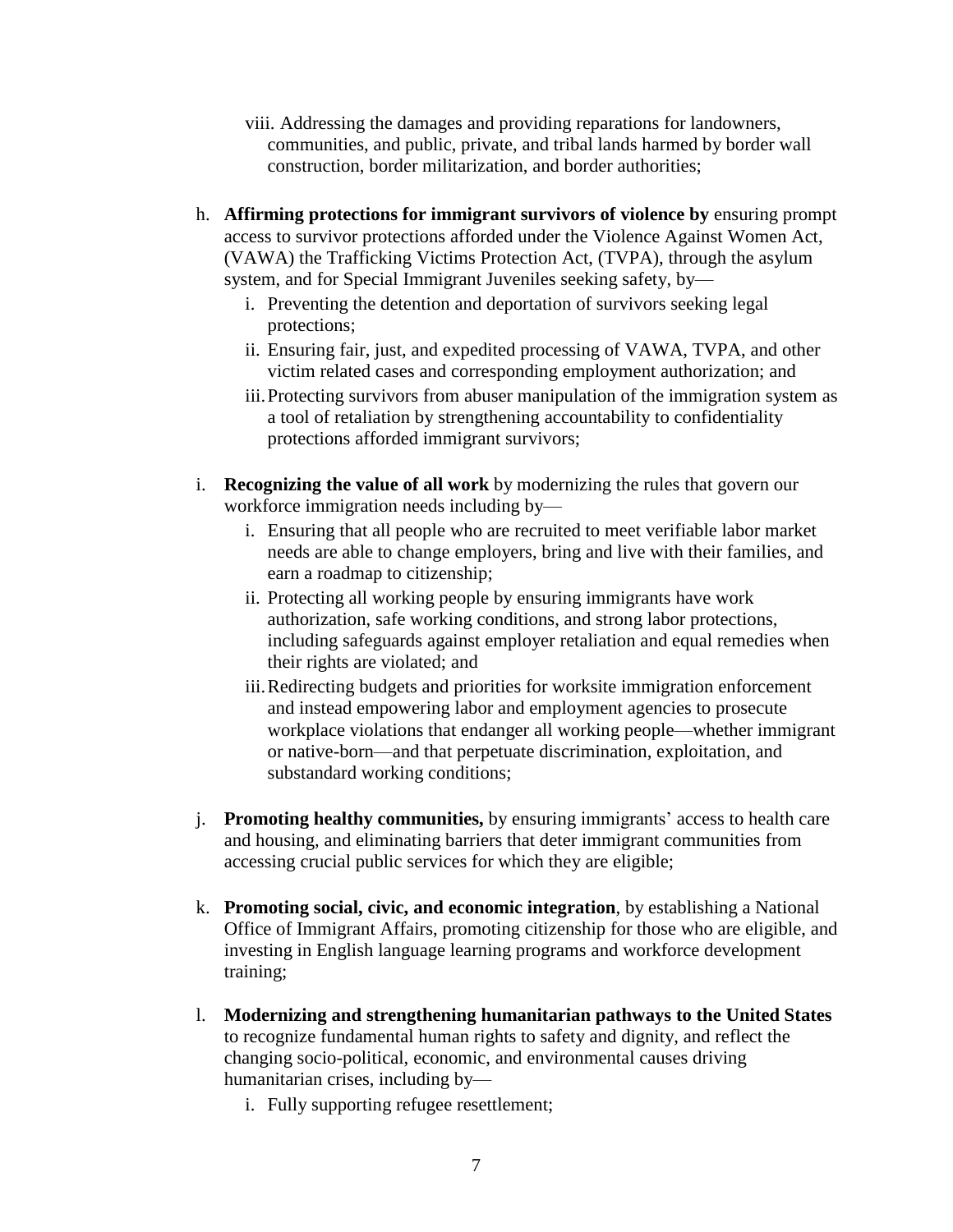viii. Addressing the damages and providing reparations for landowners, communities, and public, private, and tribal lands harmed by border wall construction, border militarization, and border authorities;

h. **Affirming protections for immigrant survivors of violence by** ensuring prompt access to survivor protections afforded under the Violence Against Women Act, (VAWA) the Trafficking Victims Protection Act, (TVPA), through the asylum system, and for Special Immigrant Juveniles seeking safety, by—
   i. Preventing the detention and deportation of survivors seeking legal protections;
   ii. Ensuring fair, just, and expedited processing of VAWA, TVPA, and other victim related cases and corresponding employment authorization; and
   iii. Protecting survivors from abuser manipulation of the immigration system as a tool of retaliation by strengthening accountability to confidentiality protections afforded immigrant survivors;

i. **Recognizing the value of all work** by modernizing the rules that govern our workforce immigration needs including by—
   i. Ensuring that all people who are recruited to meet verifiable labor market needs are able to change employers, bring and live with their families, and earn a roadmap to citizenship;
   ii. Protecting all working people by ensuring immigrants have work authorization, safe working conditions, and strong labor protections, including safeguards against employer retaliation and equal remedies when their rights are violated; and
   iii. Redirecting budgets and priorities for worksite immigration enforcement and instead empowering labor and employment agencies to prosecute workplace violations that endanger all working people—whether immigrant or native-born—and that perpetuate discrimination, exploitation, and substandard working conditions;

j. **Promoting healthy communities,** by ensuring immigrants' access to health care and housing, and eliminating barriers that deter immigrant communities from accessing crucial public services for which they are eligible;

k. **Promoting social, civic, and economic integration**, by establishing a National Office of Immigrant Affairs, promoting citizenship for those who are eligible, and investing in English language learning programs and workforce development training;

l. **Modernizing and strengthening humanitarian pathways to the United States** to recognize fundamental human rights to safety and dignity, and reflect the changing socio-political, economic, and environmental causes driving humanitarian crises, including by—
   i. Fully supporting refugee resettlement;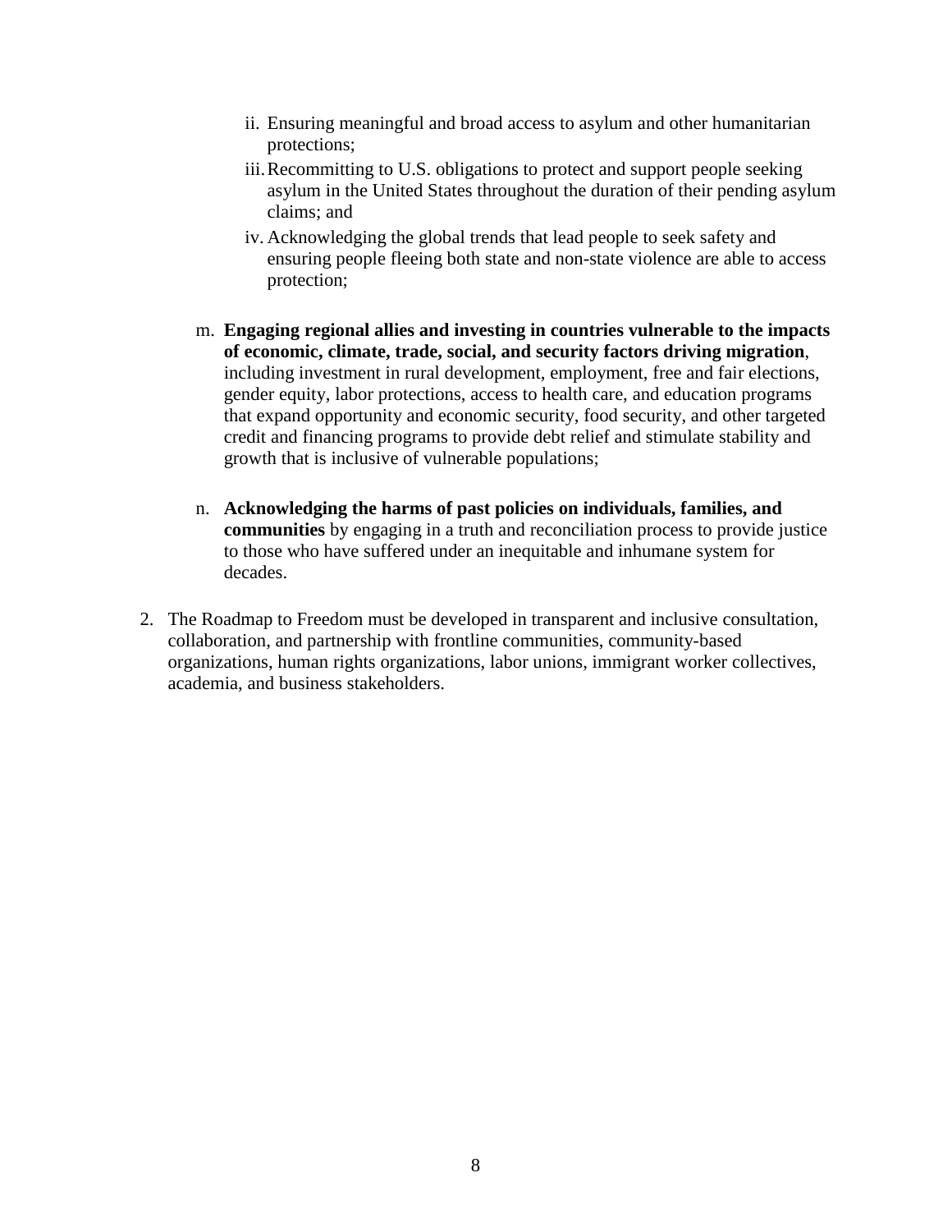ii. Ensuring meaningful and broad access to asylum and other humanitarian protections;

   iii. Recommitting to U.S. obligations to protect and support people seeking asylum in the United States throughout the duration of their pending asylum claims; and

   iv. Acknowledging the global trends that lead people to seek safety and ensuring people fleeing both state and non-state violence are able to access protection;

m. **Engaging regional allies and investing in countries vulnerable to the impacts of economic, climate, trade, social, and security factors driving migration**, including investment in rural development, employment, free and fair elections, gender equity, labor protections, access to health care, and education programs that expand opportunity and economic security, food security, and other targeted credit and financing programs to provide debt relief and stimulate stability and growth that is inclusive of vulnerable populations;

n. **Acknowledging the harms of past policies on individuals, families, and communities** by engaging in a truth and reconciliation process to provide justice to those who have suffered under an inequitable and inhumane system for decades.

2. The Roadmap to Freedom must be developed in transparent and inclusive consultation, collaboration, and partnership with frontline communities, community-based organizations, human rights organizations, labor unions, immigrant worker collectives, academia, and business stakeholders.